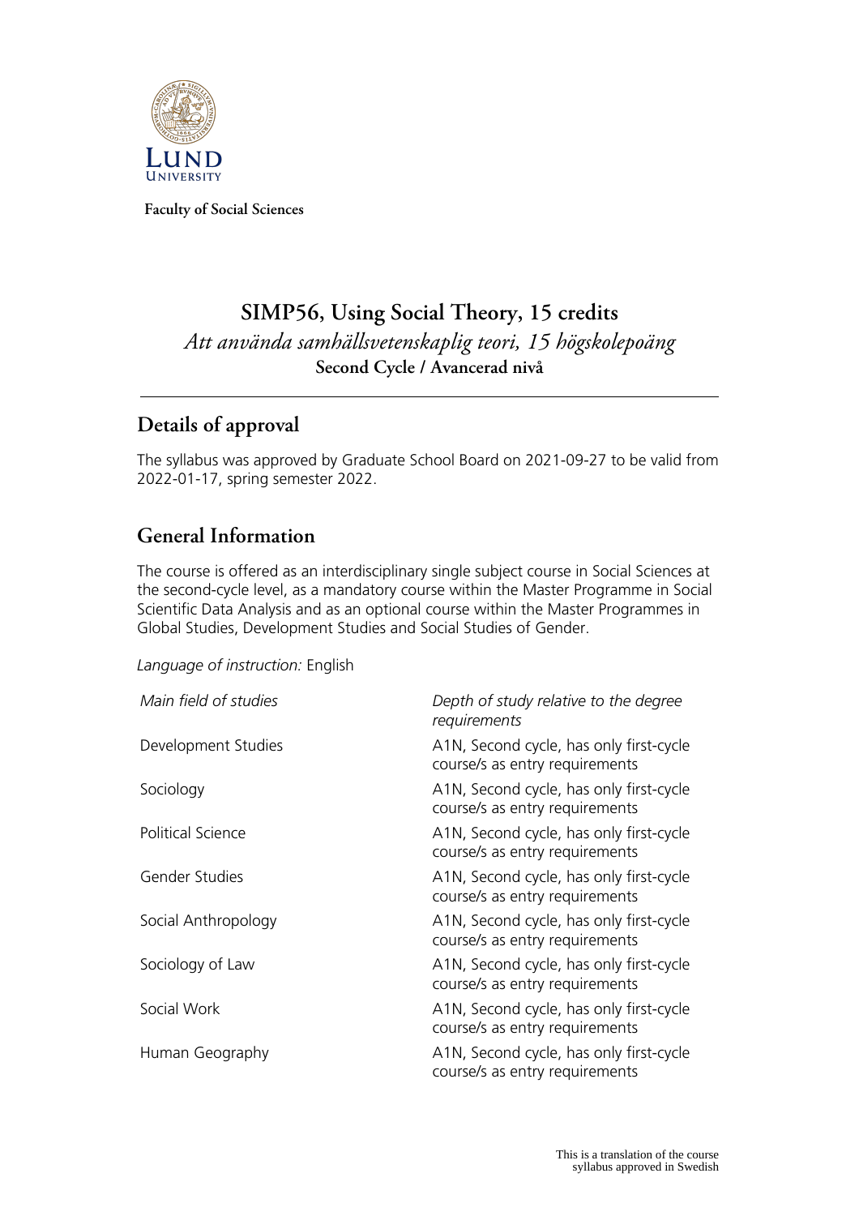**Faculty of Social Sciences**

# SIMP56, Using Social Theory, 15 credits

*Att använda samhällsvetenskaplig teori, 15 högskolepoäng*

**Second Cycle / Avancerad nivå**

## Details of approval

The syllabus was approved by Graduate School Board on 2021-09-27 to be valid from 2022-01-17, spring semester 2022.

## General Information

The course is offered as an interdisciplinary single subject course in Social Sciences at the second-cycle level, as a mandatory course within the Master Programme in Social Scientific Data Analysis and as an optional course within the Master Programmes in Global Studies, Development Studies and Social Studies of Gender.

*Language of instruction:* English

| *Main field of studies* | *Depth of study relative to the degree requirements* |
|---|---|
| Development Studies | A1N, Second cycle, has only first-cycle course/s as entry requirements |
| Sociology | A1N, Second cycle, has only first-cycle course/s as entry requirements |
| Political Science | A1N, Second cycle, has only first-cycle course/s as entry requirements |
| Gender Studies | A1N, Second cycle, has only first-cycle course/s as entry requirements |
| Social Anthropology | A1N, Second cycle, has only first-cycle course/s as entry requirements |
| Sociology of Law | A1N, Second cycle, has only first-cycle course/s as entry requirements |
| Social Work | A1N, Second cycle, has only first-cycle course/s as entry requirements |
| Human Geography | A1N, Second cycle, has only first-cycle course/s as entry requirements |

This is a translation of the course syllabus approved in Swedish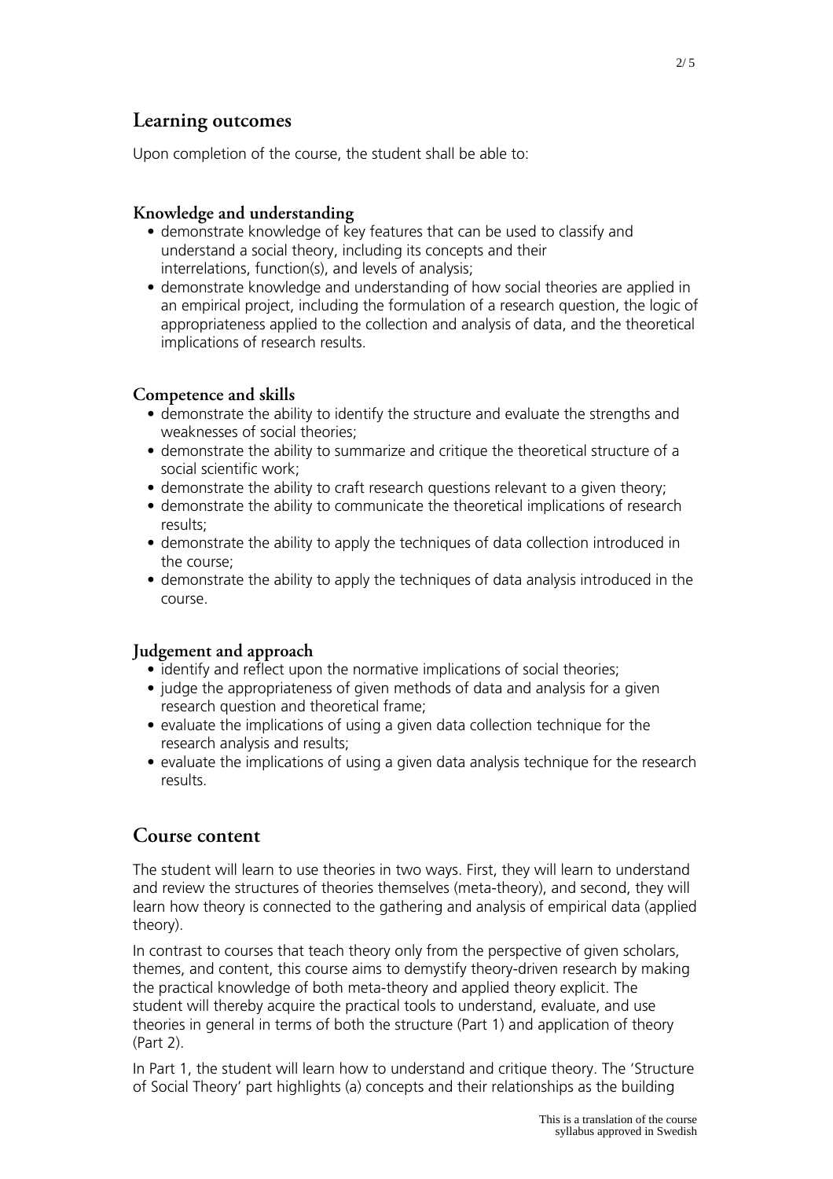## Learning outcomes

Upon completion of the course, the student shall be able to:

### Knowledge and understanding

- demonstrate knowledge of key features that can be used to classify and understand a social theory, including its concepts and their interrelations, function(s), and levels of analysis;
- demonstrate knowledge and understanding of how social theories are applied in an empirical project, including the formulation of a research question, the logic of appropriateness applied to the collection and analysis of data, and the theoretical implications of research results.

### Competence and skills

- demonstrate the ability to identify the structure and evaluate the strengths and weaknesses of social theories;
- demonstrate the ability to summarize and critique the theoretical structure of a social scientific work;
- demonstrate the ability to craft research questions relevant to a given theory;
- demonstrate the ability to communicate the theoretical implications of research results;
- demonstrate the ability to apply the techniques of data collection introduced in the course;
- demonstrate the ability to apply the techniques of data analysis introduced in the course.

### Judgement and approach

- identify and reflect upon the normative implications of social theories;
- judge the appropriateness of given methods of data and analysis for a given research question and theoretical frame;
- evaluate the implications of using a given data collection technique for the research analysis and results;
- evaluate the implications of using a given data analysis technique for the research results.

## Course content

The student will learn to use theories in two ways. First, they will learn to understand and review the structures of theories themselves (meta-theory), and second, they will learn how theory is connected to the gathering and analysis of empirical data (applied theory).

In contrast to courses that teach theory only from the perspective of given scholars, themes, and content, this course aims to demystify theory-driven research by making the practical knowledge of both meta-theory and applied theory explicit. The student will thereby acquire the practical tools to understand, evaluate, and use theories in general in terms of both the structure (Part 1) and application of theory (Part 2).

In Part 1, the student will learn how to understand and critique theory. The 'Structure of Social Theory' part highlights (a) concepts and their relationships as the building

This is a translation of the course syllabus approved in Swedish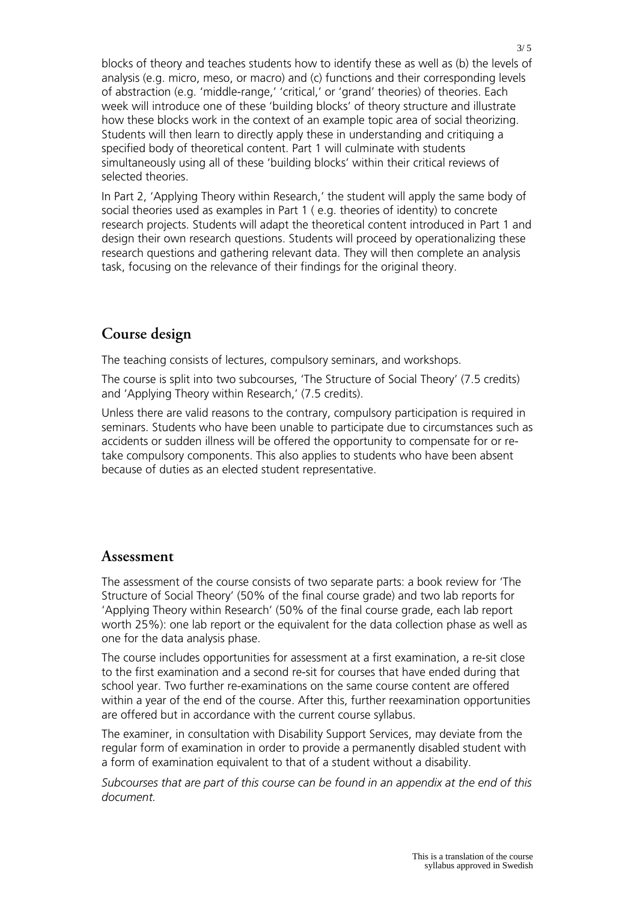blocks of theory and teaches students how to identify these as well as (b) the levels of analysis (e.g. micro, meso, or macro) and (c) functions and their corresponding levels of abstraction (e.g. 'middle-range,' 'critical,' or 'grand' theories) of theories. Each week will introduce one of these 'building blocks' of theory structure and illustrate how these blocks work in the context of an example topic area of social theorizing. Students will then learn to directly apply these in understanding and critiquing a specified body of theoretical content. Part 1 will culminate with students simultaneously using all of these 'building blocks' within their critical reviews of selected theories.

In Part 2, 'Applying Theory within Research,' the student will apply the same body of social theories used as examples in Part 1 ( e.g. theories of identity) to concrete research projects. Students will adapt the theoretical content introduced in Part 1 and design their own research questions. Students will proceed by operationalizing these research questions and gathering relevant data. They will then complete an analysis task, focusing on the relevance of their findings for the original theory.

## Course design

The teaching consists of lectures, compulsory seminars, and workshops.

The course is split into two subcourses, 'The Structure of Social Theory' (7.5 credits) and 'Applying Theory within Research,' (7.5 credits).

Unless there are valid reasons to the contrary, compulsory participation is required in seminars. Students who have been unable to participate due to circumstances such as accidents or sudden illness will be offered the opportunity to compensate for or re-take compulsory components. This also applies to students who have been absent because of duties as an elected student representative.

## Assessment

The assessment of the course consists of two separate parts: a book review for 'The Structure of Social Theory' (50% of the final course grade) and two lab reports for 'Applying Theory within Research' (50% of the final course grade, each lab report worth 25%): one lab report or the equivalent for the data collection phase as well as one for the data analysis phase.

The course includes opportunities for assessment at a first examination, a re-sit close to the first examination and a second re-sit for courses that have ended during that school year. Two further re-examinations on the same course content are offered within a year of the end of the course. After this, further reexamination opportunities are offered but in accordance with the current course syllabus.

The examiner, in consultation with Disability Support Services, may deviate from the regular form of examination in order to provide a permanently disabled student with a form of examination equivalent to that of a student without a disability.

*Subcourses that are part of this course can be found in an appendix at the end of this document.*

This is a translation of the course syllabus approved in Swedish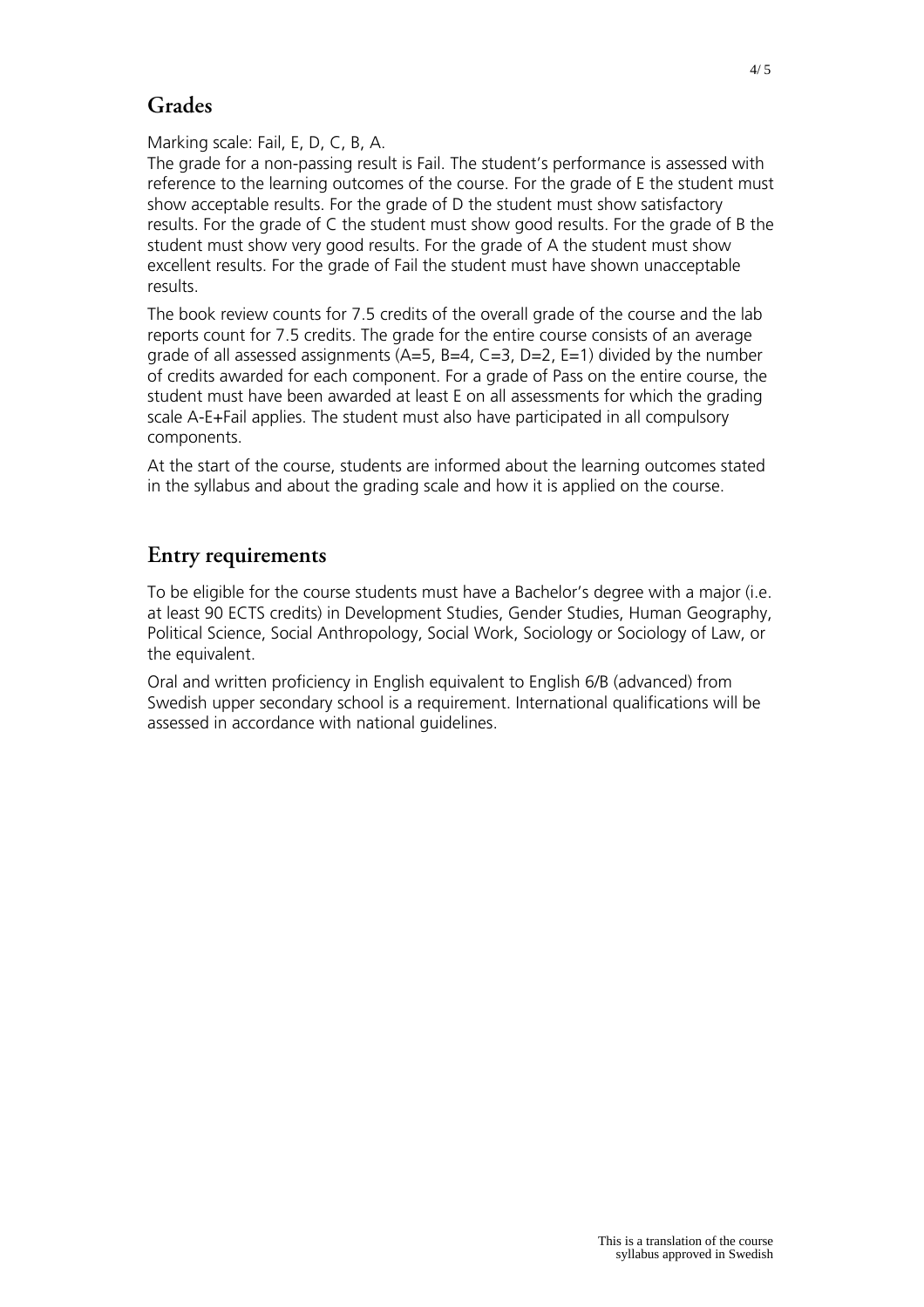## Grades

Marking scale: Fail, E, D, C, B, A.
The grade for a non-passing result is Fail. The student's performance is assessed with reference to the learning outcomes of the course. For the grade of E the student must show acceptable results. For the grade of D the student must show satisfactory results. For the grade of C the student must show good results. For the grade of B the student must show very good results. For the grade of A the student must show excellent results. For the grade of Fail the student must have shown unacceptable results.

The book review counts for 7.5 credits of the overall grade of the course and the lab reports count for 7.5 credits. The grade for the entire course consists of an average grade of all assessed assignments (A=5, B=4, C=3, D=2, E=1) divided by the number of credits awarded for each component. For a grade of Pass on the entire course, the student must have been awarded at least E on all assessments for which the grading scale A-E+Fail applies. The student must also have participated in all compulsory components.

At the start of the course, students are informed about the learning outcomes stated in the syllabus and about the grading scale and how it is applied on the course.

## Entry requirements

To be eligible for the course students must have a Bachelor's degree with a major (i.e. at least 90 ECTS credits) in Development Studies, Gender Studies, Human Geography, Political Science, Social Anthropology, Social Work, Sociology or Sociology of Law, or the equivalent.

Oral and written proficiency in English equivalent to English 6/B (advanced) from Swedish upper secondary school is a requirement. International qualifications will be assessed in accordance with national guidelines.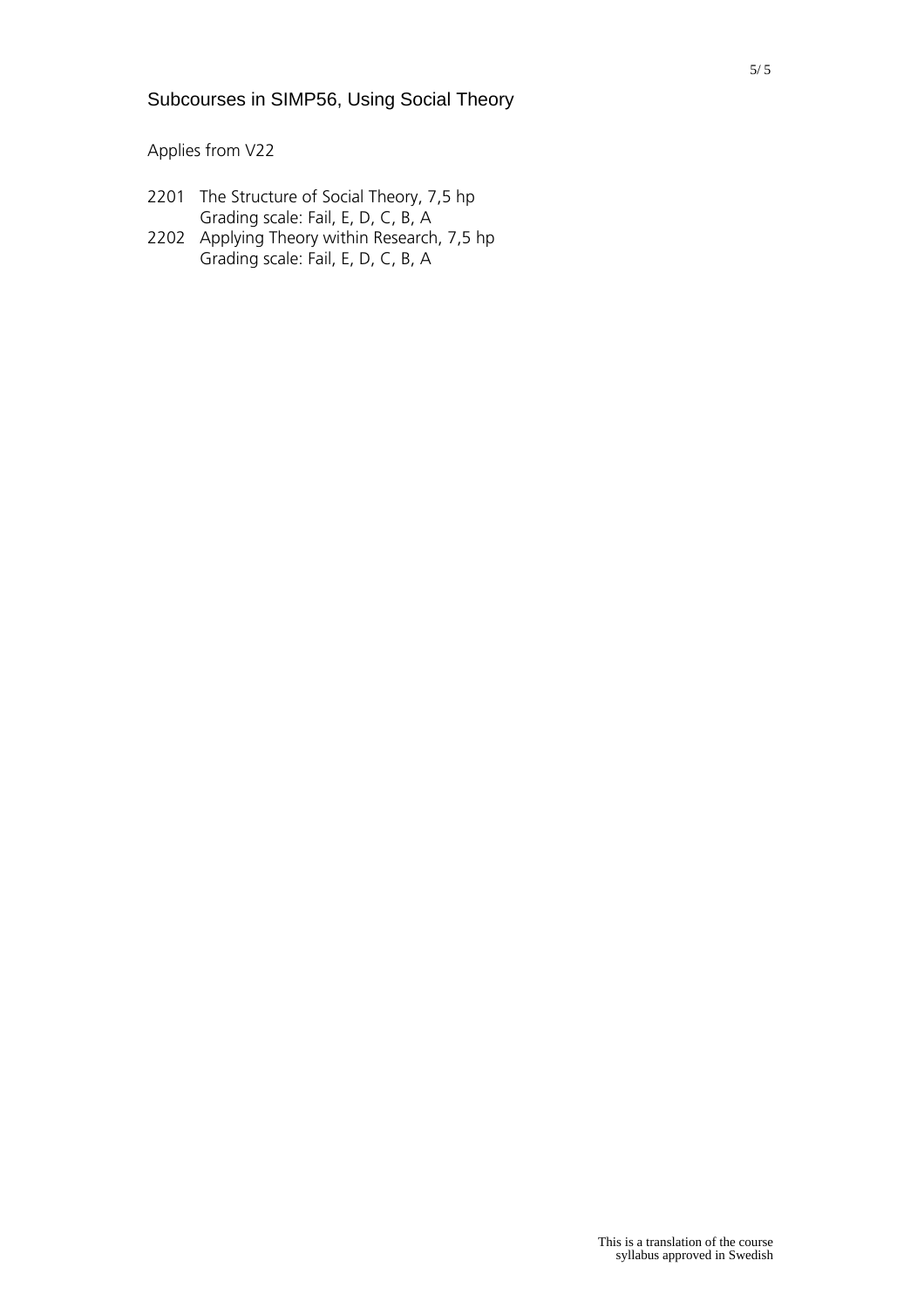## Subcourses in SIMP56, Using Social Theory

Applies from V22

2201 The Structure of Social Theory, 7,5 hp
Grading scale: Fail, E, D, C, B, A

2202 Applying Theory within Research, 7,5 hp
Grading scale: Fail, E, D, C, B, A

This is a translation of the course syllabus approved in Swedish